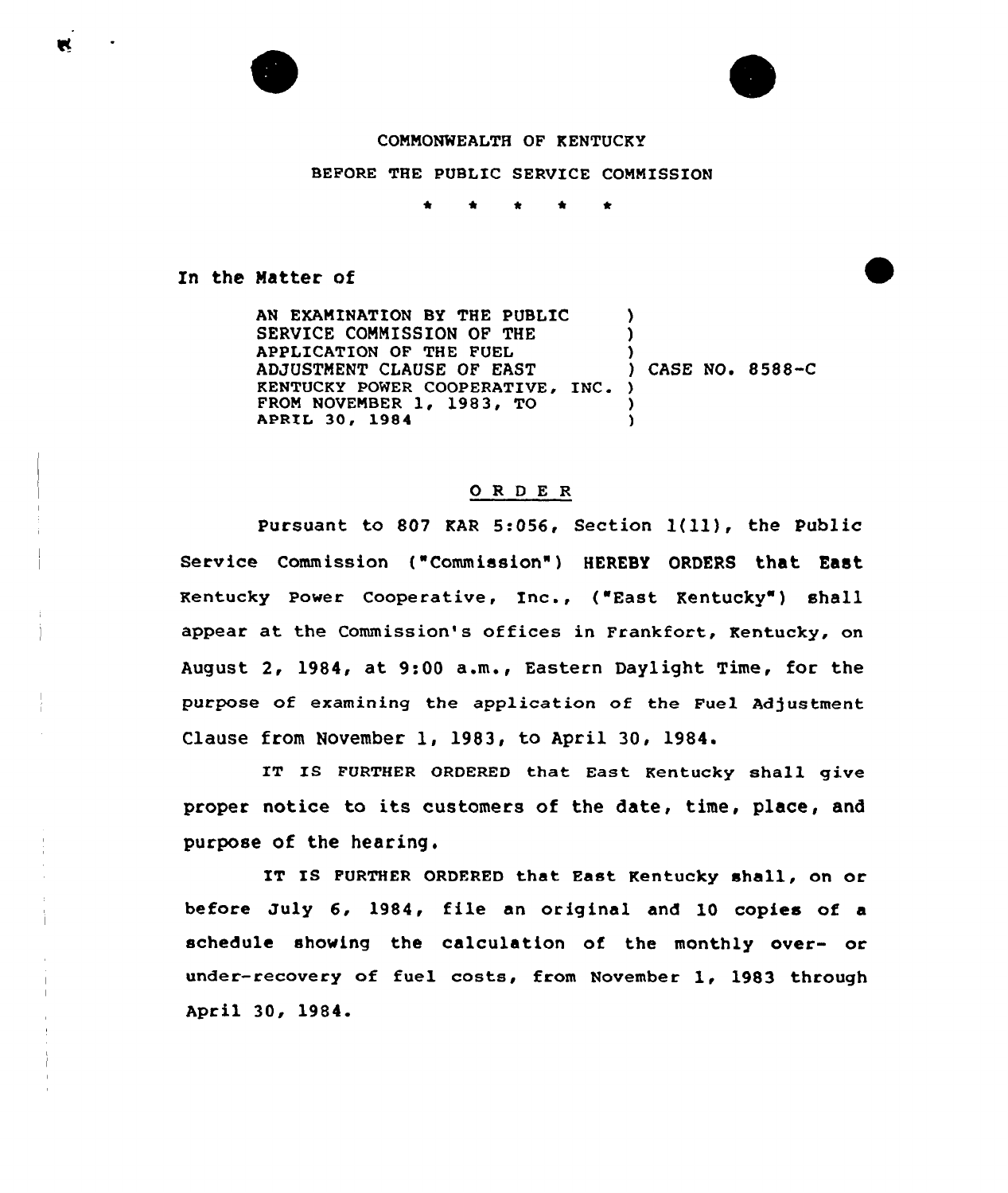COMMONWEALTH OF KENTUCKY

BEFORE THE PUBLIC SERVICE COMMISSION

\* \* \* \* \*

In the Matter of

AN EXAMINATION BY THE PUBLIC SERVICE COMMISSION OF THE APPLICATION OF THE FUEL ADJUSTMENT CLAUSE OF EAST KENTUCKY POWER COOPERATIVE, INC. FROM NOVEMBER 1, 1983, TO APRIL 30, 1984 ) CASE NO. 8588-C

## O R D E R

Pursuant to 807 KAR 5:056, Section 1(11), the Public Service Commission ("Commission") HEREBY ORDERS that East Kentucky Power Cooperative, Inc., ("East Kentucky") shall appear at the Commission's offices in Frankfort, Kentucky, on August 2, 1984, at 9:00 a.m., Eastern Daylight Time, for the purpose of examining the application of the Fuel Adjustment Clause from November 1, 1983, to April 30, 1984.

IT IS FURTHER ORDERED that East Kentucky shall give proper notice to its customers of the date, time, place, and purpose of the hearing.

IT IS FURTHER ORDERED that East Kentucky shall, on or before July 6, 1984, file an original and 10 copies of a schedule showing the calculation of the monthly over- or under-recovery of fuel costs, from November 1, 1983 through April 30, 1984.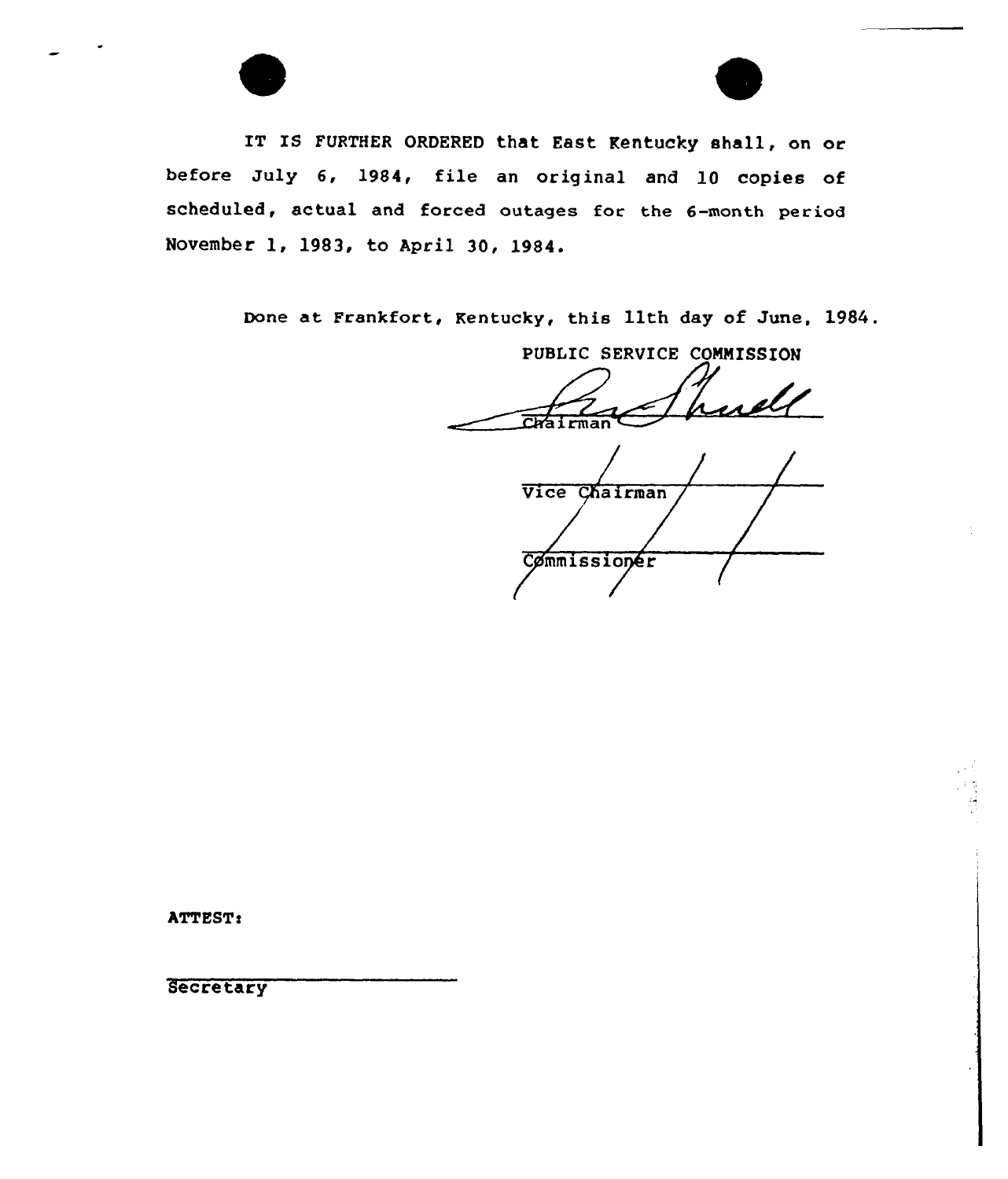IT IS FURTHER ORDERED that East Kentucky shall, on or before July 6, 1984, file an original and 10 copies of scheduled, actual and forced outages for the 6-month period November 1, 1983, to April 30, 1984.

Done at Frankfort, Kentucky, this 11th day of June, 1984.

PUBLIC SERVICE COMMISSION

Chairman

Vice Chairman

Commissioner

ATTEST:

Secretary